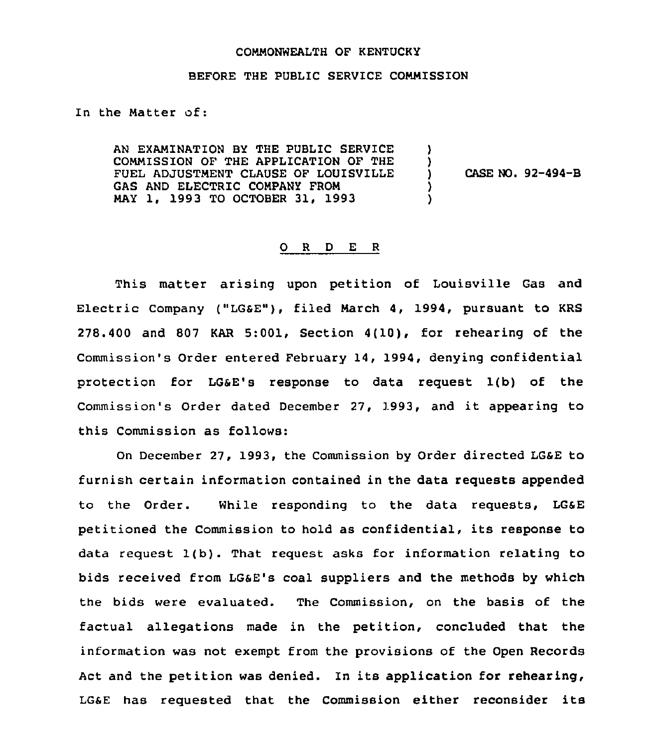COMMONWEALTH OF KENTUCKY

BEFORE THE PUBLIC SERVICE COMMISSION

In the Matter of:

| | | |
|---|---|---|
| AN EXAMINATION BY THE PUBLIC SERVICE COMMISSION OF THE APPLICATION OF THE FUEL ADJUSTMENT CLAUSE OF LOUISVILLE GAS AND ELECTRIC COMPANY FROM MAY 1, 1993 TO OCTOBER 31, 1993 | ) | CASE NO. 92-494-B |

## O R D E R

This matter arising upon petition of Louisville Gas and Electric Company ("LG&E"), filed March 4, 1994, pursuant to KRS 278.400 and 807 KAR 5:001, Section 4(10), for rehearing of the Commission's Order entered February 14, 1994, denying confidential protection for LG&E's response to data request 1(b) of the Commission's Order dated December 27, 1993, and it appearing to this Commission as follows:

On December 27, 1993, the Commission by Order directed LG&E to furnish certain information contained in the data requests appended to the Order. While responding to the data requests, LG&E petitioned the Commission to hold as confidential, its response to data request 1(b). That request asks for information relating to bids received from LG&E's coal suppliers and the methods by which the bids were evaluated. The Commission, on the basis of the factual allegations made in the petition, concluded that the information was not exempt from the provisions of the Open Records Act and the petition was denied. In its application for rehearing, LG&E has requested that the Commission either reconsider its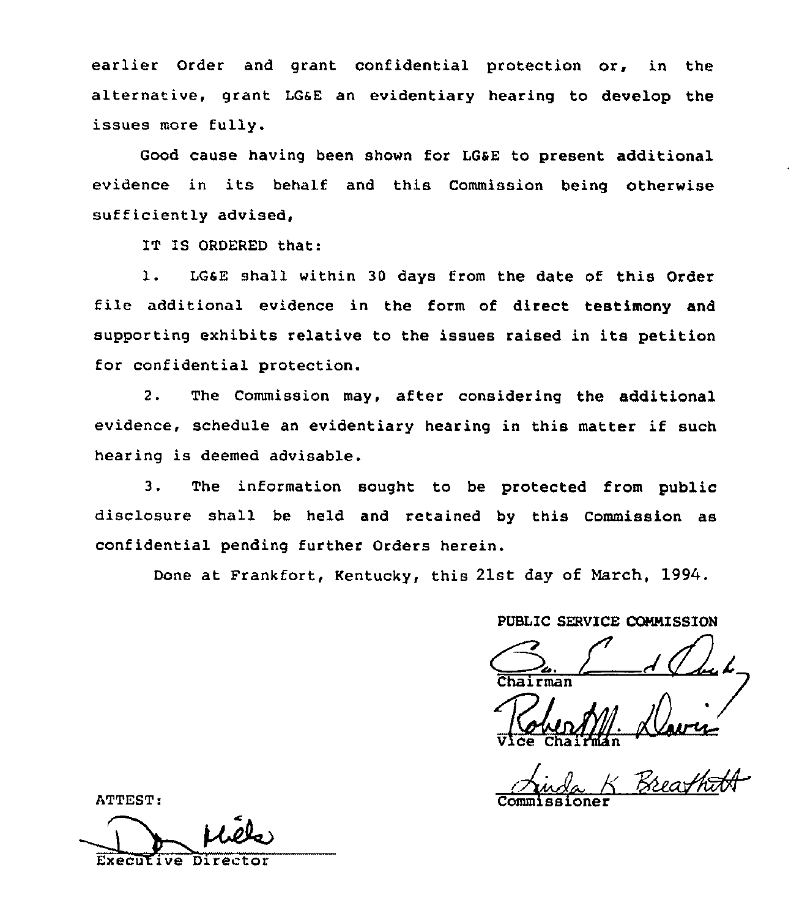earlier Order and grant confidential protection or, in the alternative, grant LG&E an evidentiary hearing to develop the issues more fully.

Good cause having been shown for LG&E to present additional evidence in its behalf and this Commission being otherwise sufficiently advised,

IT IS ORDERED that:

1. LG&E shall within 30 days from the date of this Order file additional evidence in the form of direct testimony and supporting exhibits relative to the issues raised in its petition for confidential protection.

2. The Commission may, after considering the additional evidence, schedule an evidentiary hearing in this matter if such hearing is deemed advisable.

3. The information sought to be protected from public disclosure shall be held and retained by this Commission as confidential pending further Orders herein.

Done at Frankfort, Kentucky, this 21st day of March, 1994.

PUBLIC SERVICE COMMISSION

Chairman

Vice Chairman

Commissioner

ATTEST:

Executive Director